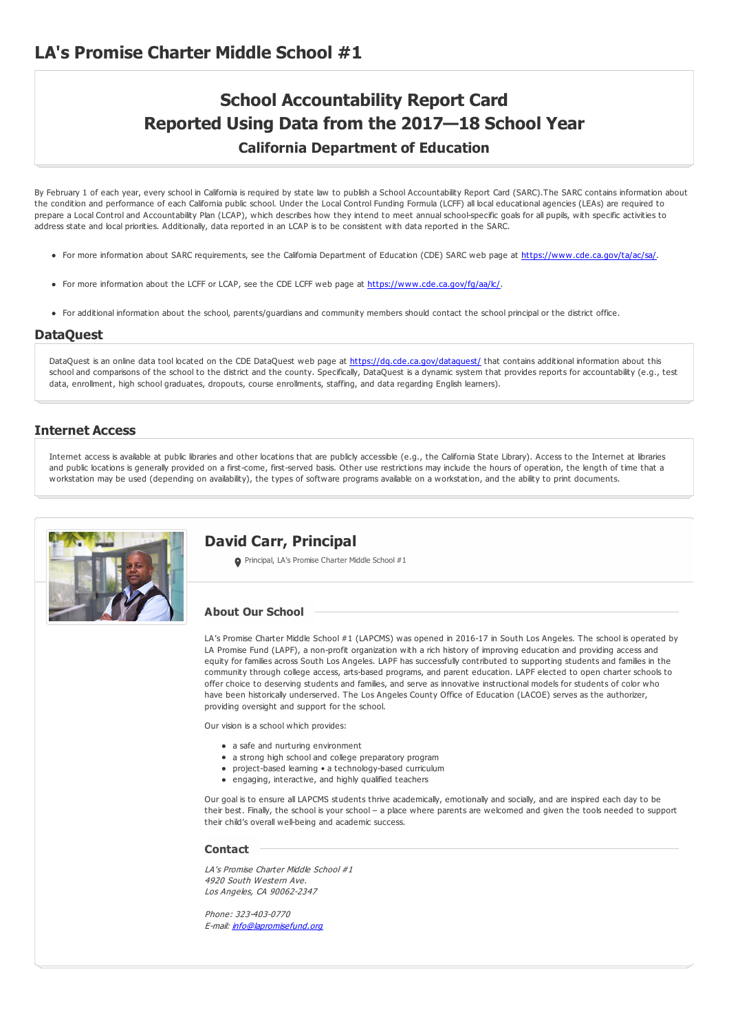# LA's Promise Charter Middle School #1

## School Accountability Report Card
## Reported Using Data from the 2017—18 School Year
### California Department of Education

By February 1 of each year, every school in California is required by state law to publish a School Accountability Report Card (SARC).The SARC contains information about the condition and performance of each California public school. Under the Local Control Funding Formula (LCFF) all local educational agencies (LEAs) are required to prepare a Local Control and Accountability Plan (LCAP), which describes how they intend to meet annual school-specific goals for all pupils, with specific activities to address state and local priorities. Additionally, data reported in an LCAP is to be consistent with data reported in the SARC.

- For more information about SARC requirements, see the California Department of Education (CDE) SARC web page at https://www.cde.ca.gov/ta/ac/sa/.
- For more information about the LCFF or LCAP, see the CDE LCFF web page at https://www.cde.ca.gov/fg/aa/lc/.
- For additional information about the school, parents/guardians and community members should contact the school principal or the district office.

## DataQuest

DataQuest is an online data tool located on the CDE DataQuest web page at https://dq.cde.ca.gov/dataquest/ that contains additional information about this school and comparisons of the school to the district and the county. Specifically, DataQuest is a dynamic system that provides reports for accountability (e.g., test data, enrollment, high school graduates, dropouts, course enrollments, staffing, and data regarding English learners).

## Internet Access

Internet access is available at public libraries and other locations that are publicly accessible (e.g., the California State Library). Access to the Internet at libraries and public locations is generally provided on a first-come, first-served basis. Other use restrictions may include the hours of operation, the length of time that a workstation may be used (depending on availability), the types of software programs available on a workstation, and the ability to print documents.

## David Carr, Principal

Principal, LA's Promise Charter Middle School #1

### About Our School

LA's Promise Charter Middle School #1 (LAPCMS) was opened in 2016-17 in South Los Angeles. The school is operated by LA Promise Fund (LAPF), a non-profit organization with a rich history of improving education and providing access and equity for families across South Los Angeles. LAPF has successfully contributed to supporting students and families in the community through college access, arts-based programs, and parent education. LAPF elected to open charter schools to offer choice to deserving students and families, and serve as innovative instructional models for students of color who have been historically underserved. The Los Angeles County Office of Education (LACOE) serves as the authorizer, providing oversight and support for the school.

Our vision is a school which provides:

- a safe and nurturing environment
- a strong high school and college preparatory program
- project-based learning • a technology-based curriculum
- engaging, interactive, and highly qualified teachers

Our goal is to ensure all LAPCMS students thrive academically, emotionally and socially, and are inspired each day to be their best. Finally, the school is your school – a place where parents are welcomed and given the tools needed to support their child's overall well-being and academic success.

### Contact

*LA's Promise Charter Middle School #1*
*4920 South Western Ave.*
*Los Angeles, CA 90062-2347*

*Phone: 323-403-0770*
*E-mail: info@lapromisefund.org*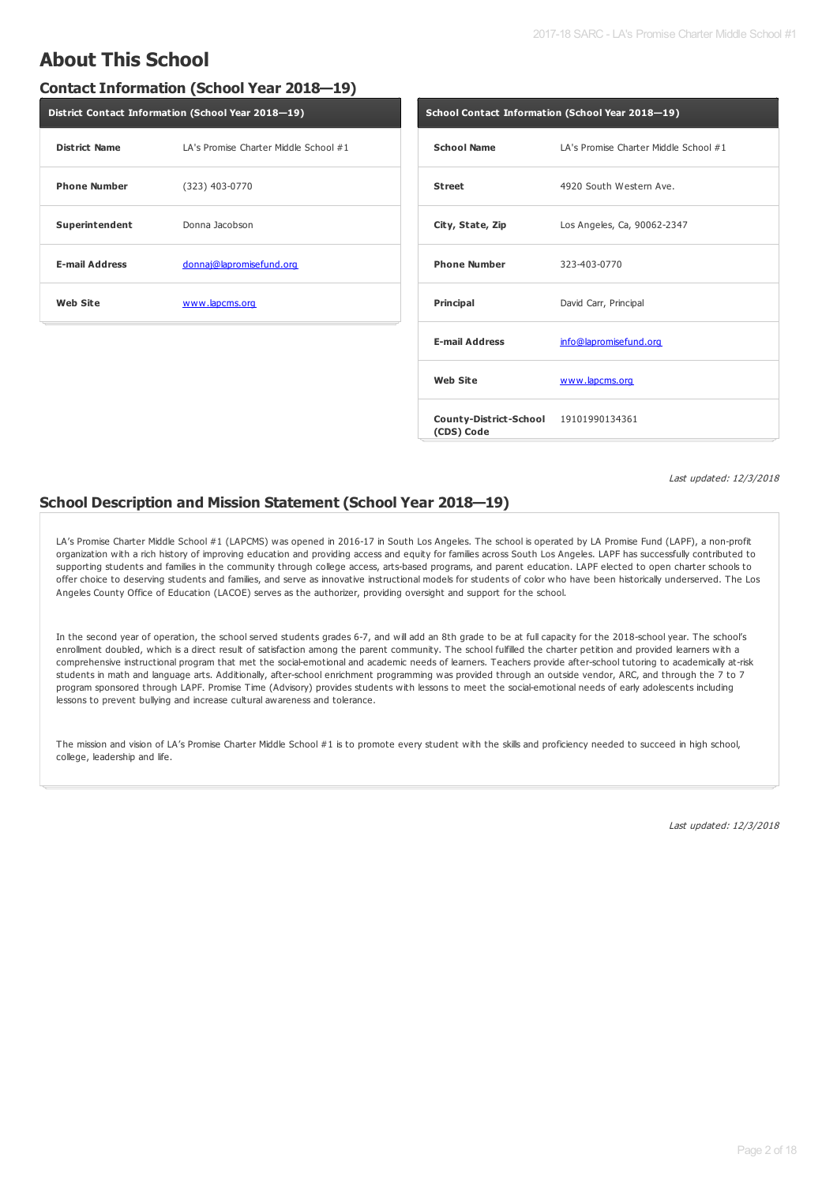# About This School

## Contact Information (School Year 2018—19)

| District Contact Information (School Year 2018—19) | |
|---|---|
| **District Name** | LA's Promise Charter Middle School #1 |
| **Phone Number** | (323) 403-0770 |
| **Superintendent** | Donna Jacobson |
| **E-mail Address** | donnaj@lapromisefund.org |
| **Web Site** | www.lapcms.org |

| School Contact Information (School Year 2018—19) | |
|---|---|
| **School Name** | LA's Promise Charter Middle School #1 |
| **Street** | 4920 South Western Ave. |
| **City, State, Zip** | Los Angeles, Ca, 90062-2347 |
| **Phone Number** | 323-403-0770 |
| **Principal** | David Carr, Principal |
| **E-mail Address** | info@lapromisefund.org |
| **Web Site** | www.lapcms.org |
| **County-District-School (CDS) Code** | 19101990134361 |

*Last updated: 12/3/2018*

## School Description and Mission Statement (School Year 2018—19)

LA's Promise Charter Middle School #1 (LAPCMS) was opened in 2016-17 in South Los Angeles. The school is operated by LA Promise Fund (LAPF), a non-profit organization with a rich history of improving education and providing access and equity for families across South Los Angeles. LAPF has successfully contributed to supporting students and families in the community through college access, arts-based programs, and parent education. LAPF elected to open charter schools to offer choice to deserving students and families, and serve as innovative instructional models for students of color who have been historically underserved. The Los Angeles County Office of Education (LACOE) serves as the authorizer, providing oversight and support for the school.

In the second year of operation, the school served students grades 6-7, and will add an 8th grade to be at full capacity for the 2018-school year. The school's enrollment doubled, which is a direct result of satisfaction among the parent community. The school fulfilled the charter petition and provided learners with a comprehensive instructional program that met the social-emotional and academic needs of learners. Teachers provide after-school tutoring to academically at-risk students in math and language arts. Additionally, after-school enrichment programming was provided through an outside vendor, ARC, and through the 7 to 7 program sponsored through LAPF. Promise Time (Advisory) provides students with lessons to meet the social-emotional needs of early adolescents including lessons to prevent bullying and increase cultural awareness and tolerance.

The mission and vision of LA's Promise Charter Middle School #1 is to promote every student with the skills and proficiency needed to succeed in high school, college, leadership and life.

*Last updated: 12/3/2018*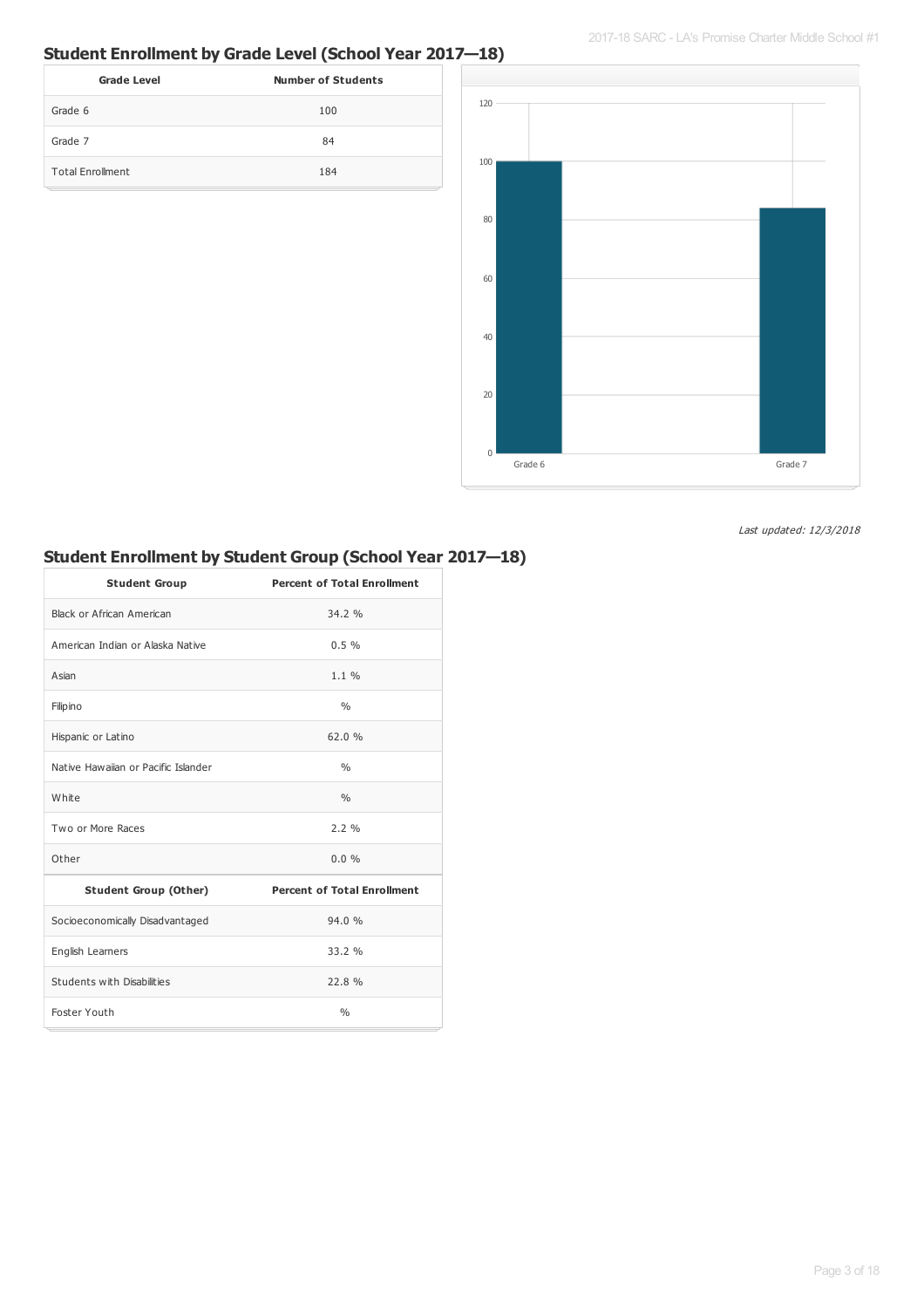## Student Enrollment by Grade Level (School Year 2017—18)

| Grade Level | Number of Students |
|---|---|
| Grade 6 | 100 |
| Grade 7 | 84 |
| Total Enrollment | 184 |

*Last updated: 12/3/2018*

## Student Enrollment by Student Group (School Year 2017—18)

| Student Group | Percent of Total Enrollment |
|---|---|
| Black or African American | 34.2 % |
| American Indian or Alaska Native | 0.5 % |
| Asian | 1.1 % |
| Filipino | % |
| Hispanic or Latino | 62.0 % |
| Native Hawaiian or Pacific Islander | % |
| White | % |
| Two or More Races | 2.2 % |
| Other | 0.0 % |
| **Student Group (Other)** | **Percent of Total Enrollment** |
| Socioeconomically Disadvantaged | 94.0 % |
| English Learners | 33.2 % |
| Students with Disabilities | 22.8 % |
| Foster Youth | % |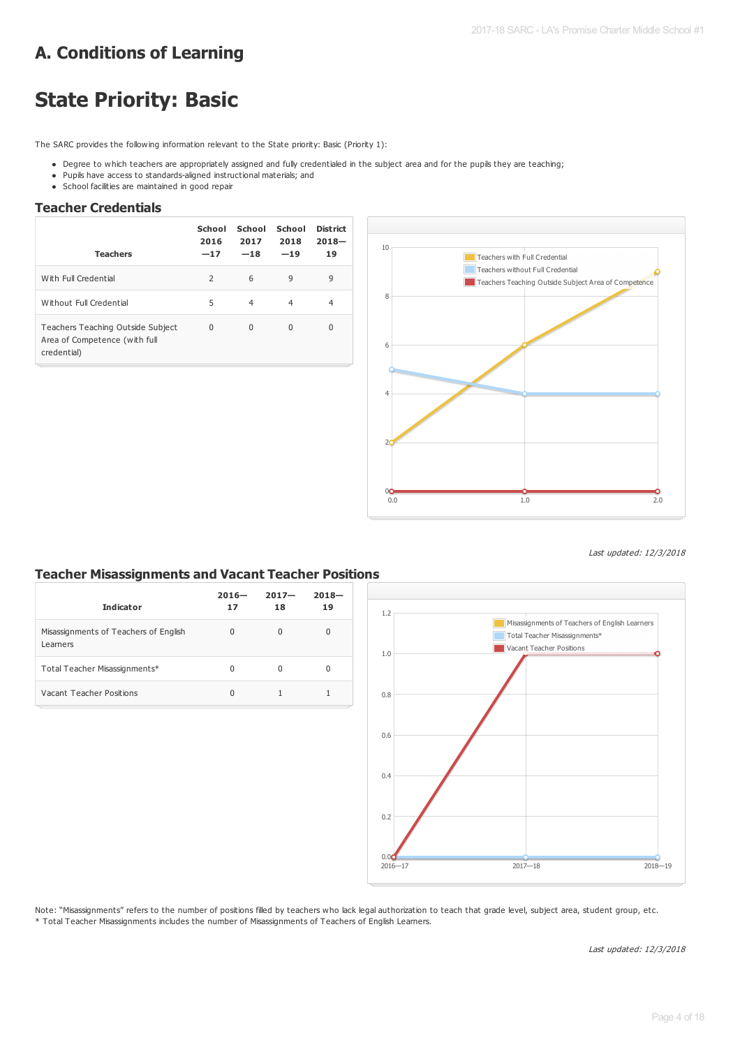# A. Conditions of Learning

# State Priority: Basic

The SARC provides the following information relevant to the State priority: Basic (Priority 1):

- Degree to which teachers are appropriately assigned and fully credentialed in the subject area and for the pupils they are teaching;
- Pupils have access to standards-aligned instructional materials; and
- School facilities are maintained in good repair

## Teacher Credentials

| Teachers | School 2016—17 | School 2017—18 | School 2018—19 | District 2018—19 |
|---|---|---|---|---|
| With Full Credential | 2 | 6 | 9 | 9 |
| Without Full Credential | 5 | 4 | 4 | 4 |
| Teachers Teaching Outside Subject Area of Competence (with full credential) | 0 | 0 | 0 | 0 |

*Last updated: 12/3/2018*

## Teacher Misassignments and Vacant Teacher Positions

| Indicator | 2016—17 | 2017—18 | 2018—19 |
|---|---|---|---|
| Misassignments of Teachers of English Learners | 0 | 0 | 0 |
| Total Teacher Misassignments* | 0 | 0 | 0 |
| Vacant Teacher Positions | 0 | 1 | 1 |

Note: "Misassignments" refers to the number of positions filled by teachers who lack legal authorization to teach that grade level, subject area, student group, etc.
* Total Teacher Misassignments includes the number of Misassignments of Teachers of English Learners.

*Last updated: 12/3/2018*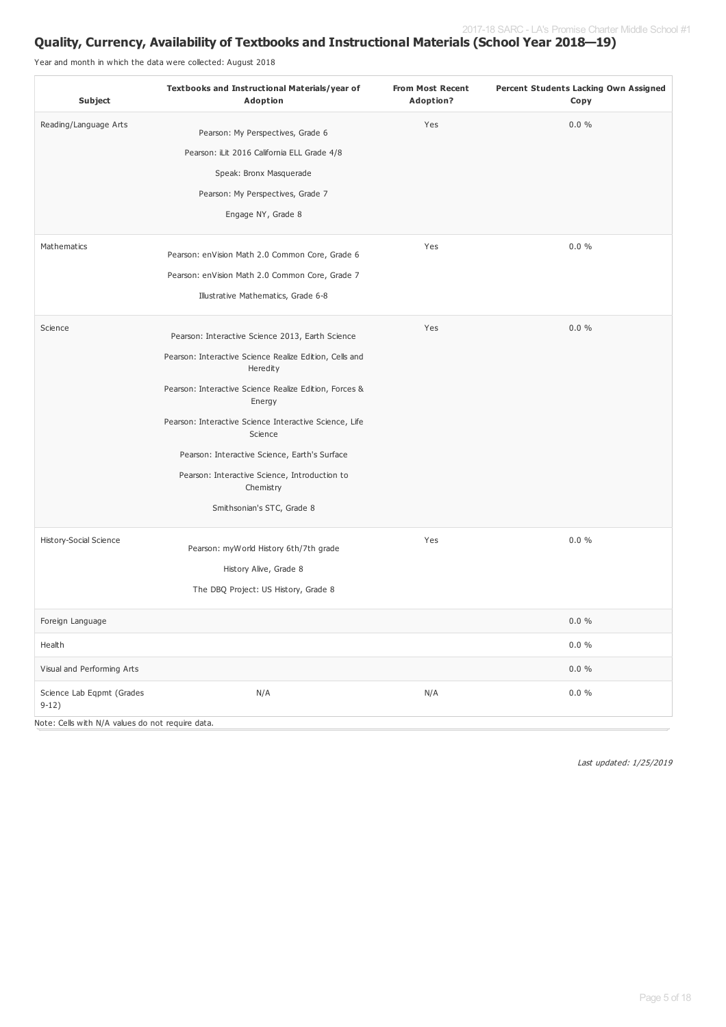## Quality, Currency, Availability of Textbooks and Instructional Materials (School Year 2018—19)

Year and month in which the data were collected: August 2018

| Subject | Textbooks and Instructional Materials/year of Adoption | From Most Recent Adoption? | Percent Students Lacking Own Assigned Copy |
|---|---|---|---|
| Reading/Language Arts | Pearson: My Perspectives, Grade 6<br>Pearson: iLit 2016 California ELL Grade 4/8<br>Speak: Bronx Masquerade<br>Pearson: My Perspectives, Grade 7<br>Engage NY, Grade 8 | Yes | 0.0 % |
| Mathematics | Pearson: enVision Math 2.0 Common Core, Grade 6<br>Pearson: enVision Math 2.0 Common Core, Grade 7<br>Illustrative Mathematics, Grade 6-8 | Yes | 0.0 % |
| Science | Pearson: Interactive Science 2013, Earth Science<br>Pearson: Interactive Science Realize Edition, Cells and Heredity<br>Pearson: Interactive Science Realize Edition, Forces & Energy<br>Pearson: Interactive Science Interactive Science, Life Science<br>Pearson: Interactive Science, Earth's Surface<br>Pearson: Interactive Science, Introduction to Chemistry<br>Smithsonian's STC, Grade 8 | Yes | 0.0 % |
| History-Social Science | Pearson: myWorld History 6th/7th grade<br>History Alive, Grade 8<br>The DBQ Project: US History, Grade 8 | Yes | 0.0 % |
| Foreign Language | | | 0.0 % |
| Health | | | 0.0 % |
| Visual and Performing Arts | | | 0.0 % |
| Science Lab Eqpmt (Grades 9-12) | N/A | N/A | 0.0 % |

Note: Cells with N/A values do not require data.

*Last updated: 1/25/2019*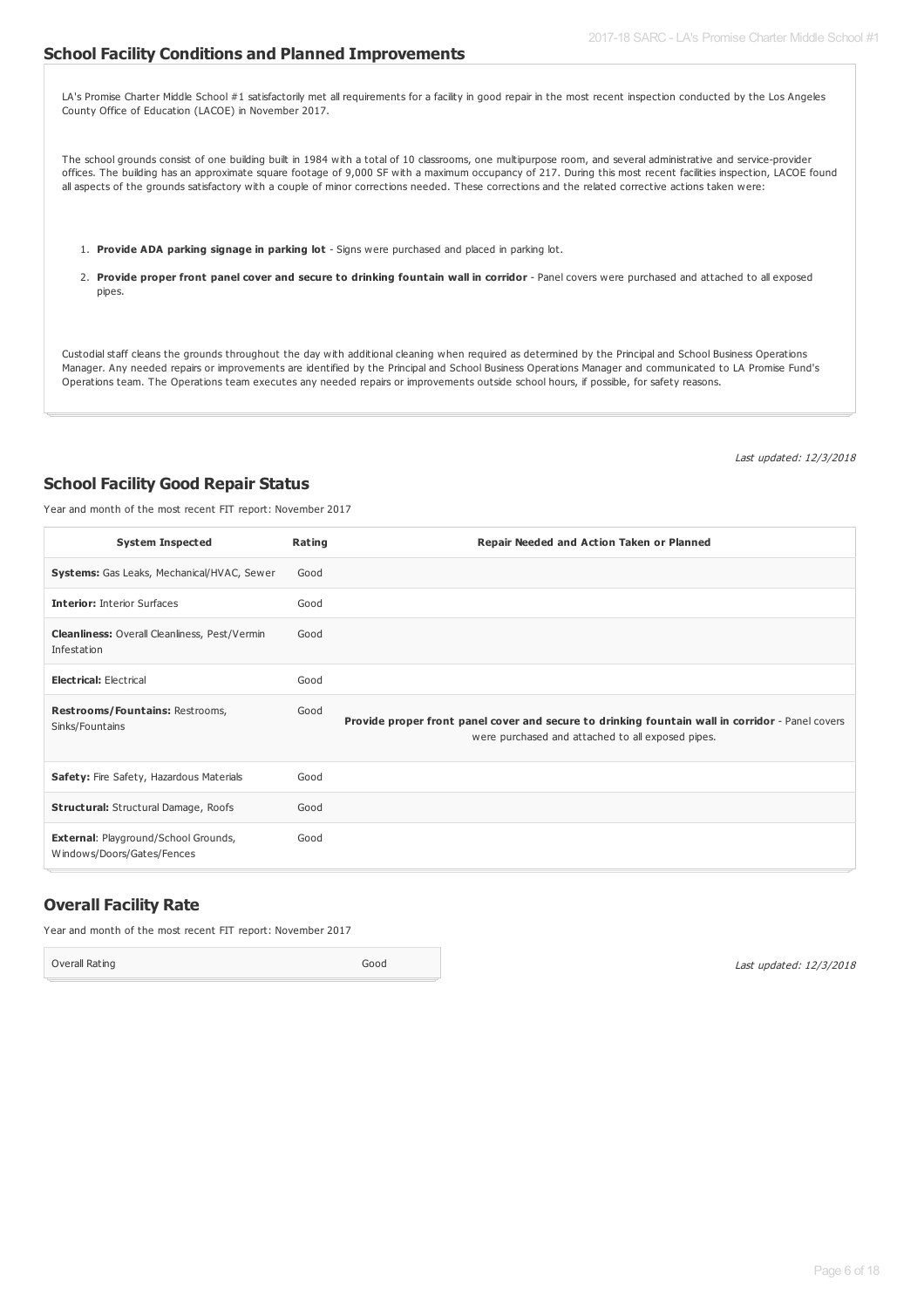## School Facility Conditions and Planned Improvements

LA's Promise Charter Middle School #1 satisfactorily met all requirements for a facility in good repair in the most recent inspection conducted by the Los Angeles County Office of Education (LACOE) in November 2017.

The school grounds consist of one building built in 1984 with a total of 10 classrooms, one multipurpose room, and several administrative and service-provider offices. The building has an approximate square footage of 9,000 SF with a maximum occupancy of 217. During this most recent facilities inspection, LACOE found all aspects of the grounds satisfactory with a couple of minor corrections needed. These corrections and the related corrective actions taken were:

1. **Provide ADA parking signage in parking lot** - Signs were purchased and placed in parking lot.
2. **Provide proper front panel cover and secure to drinking fountain wall in corridor** - Panel covers were purchased and attached to all exposed pipes.

Custodial staff cleans the grounds throughout the day with additional cleaning when required as determined by the Principal and School Business Operations Manager. Any needed repairs or improvements are identified by the Principal and School Business Operations Manager and communicated to LA Promise Fund's Operations team. The Operations team executes any needed repairs or improvements outside school hours, if possible, for safety reasons.

*Last updated: 12/3/2018*

## School Facility Good Repair Status

Year and month of the most recent FIT report: November 2017

| System Inspected | Rating | Repair Needed and Action Taken or Planned |
|---|---|---|
| **Systems:** Gas Leaks, Mechanical/HVAC, Sewer | Good | |
| **Interior:** Interior Surfaces | Good | |
| **Cleanliness:** Overall Cleanliness, Pest/Vermin Infestation | Good | |
| **Electrical:** Electrical | Good | |
| **Restrooms/Fountains:** Restrooms, Sinks/Fountains | Good | **Provide proper front panel cover and secure to drinking fountain wall in corridor** - Panel covers were purchased and attached to all exposed pipes. |
| **Safety:** Fire Safety, Hazardous Materials | Good | |
| **Structural:** Structural Damage, Roofs | Good | |
| **External**: Playground/School Grounds, Windows/Doors/Gates/Fences | Good | |

## Overall Facility Rate

Year and month of the most recent FIT report: November 2017

| Overall Rating | Good |
|---|---|

*Last updated: 12/3/2018*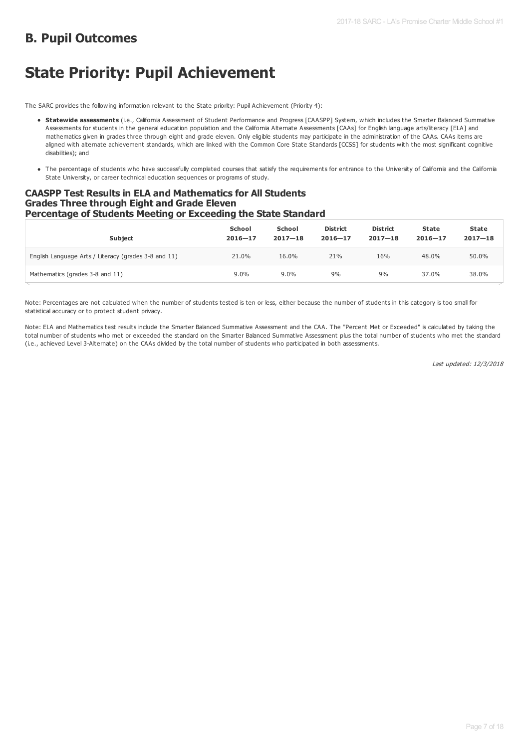## B. Pupil Outcomes

# State Priority: Pupil Achievement

The SARC provides the following information relevant to the State priority: Pupil Achievement (Priority 4):

- **Statewide assessments** (i.e., California Assessment of Student Performance and Progress [CAASPP] System, which includes the Smarter Balanced Summative Assessments for students in the general education population and the California Alternate Assessments [CAAs] for English language arts/literacy [ELA] and mathematics given in grades three through eight and grade eleven. Only eligible students may participate in the administration of the CAAs. CAAs items are aligned with alternate achievement standards, which are linked with the Common Core State Standards [CCSS] for students with the most significant cognitive disabilities); and
- The percentage of students who have successfully completed courses that satisfy the requirements for entrance to the University of California and the California State University, or career technical education sequences or programs of study.

### CAASPP Test Results in ELA and Mathematics for All Students Grades Three through Eight and Grade Eleven Percentage of Students Meeting or Exceeding the State Standard

| Subject | School 2016—17 | School 2017—18 | District 2016—17 | District 2017—18 | State 2016—17 | State 2017—18 |
|---|---|---|---|---|---|---|
| English Language Arts / Literacy (grades 3-8 and 11) | 21.0% | 16.0% | 21% | 16% | 48.0% | 50.0% |
| Mathematics (grades 3-8 and 11) | 9.0% | 9.0% | 9% | 9% | 37.0% | 38.0% |

Note: Percentages are not calculated when the number of students tested is ten or less, either because the number of students in this category is too small for statistical accuracy or to protect student privacy.

Note: ELA and Mathematics test results include the Smarter Balanced Summative Assessment and the CAA. The "Percent Met or Exceeded" is calculated by taking the total number of students who met or exceeded the standard on the Smarter Balanced Summative Assessment plus the total number of students who met the standard (i.e., achieved Level 3-Alternate) on the CAAs divided by the total number of students who participated in both assessments.

*Last updated: 12/3/2018*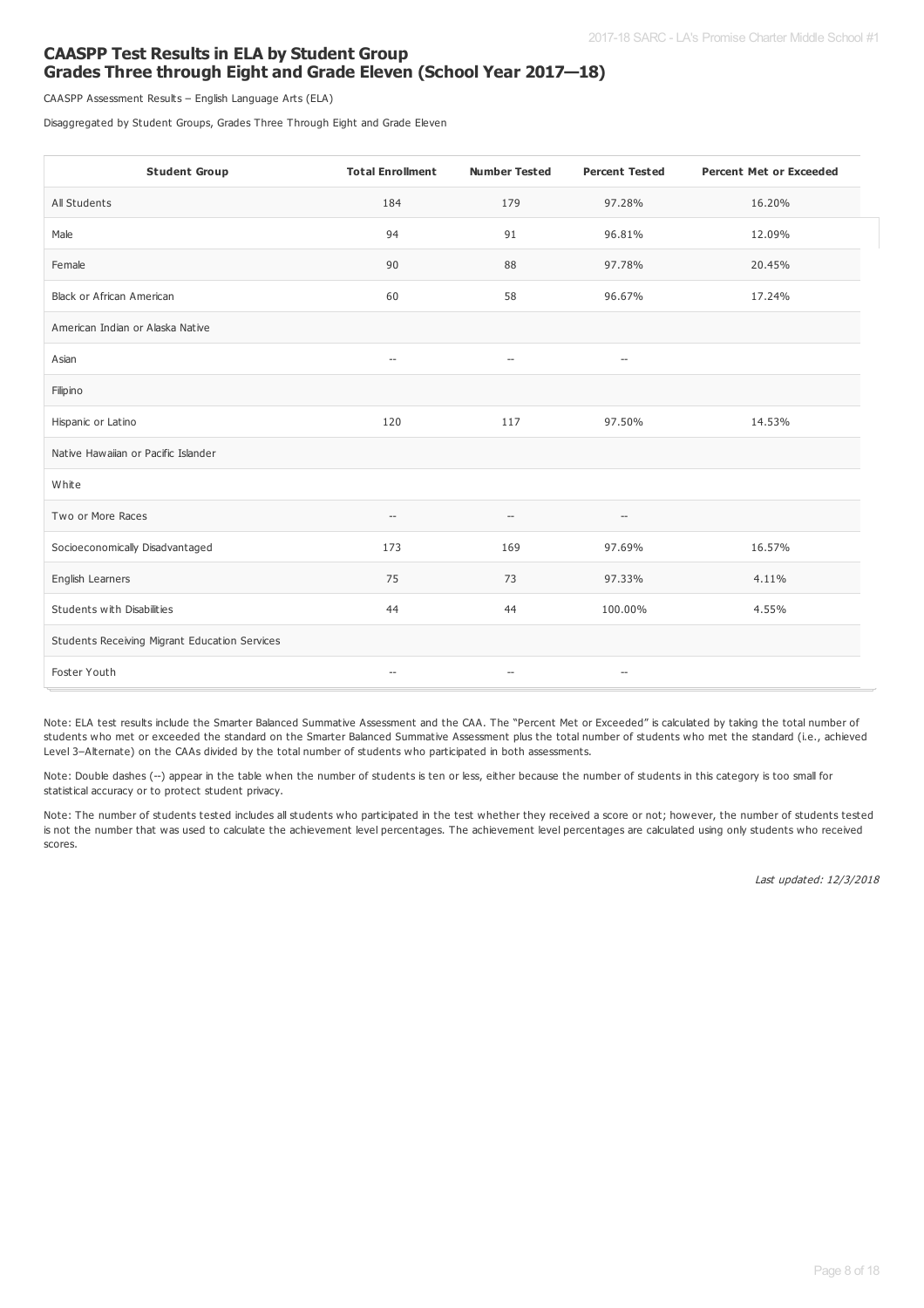## CAASPP Test Results in ELA by Student Group Grades Three through Eight and Grade Eleven (School Year 2017—18)

CAASPP Assessment Results – English Language Arts (ELA)

Disaggregated by Student Groups, Grades Three Through Eight and Grade Eleven

| Student Group | Total Enrollment | Number Tested | Percent Tested | Percent Met or Exceeded |
|---|---|---|---|---|
| All Students | 184 | 179 | 97.28% | 16.20% |
| Male | 94 | 91 | 96.81% | 12.09% |
| Female | 90 | 88 | 97.78% | 20.45% |
| Black or African American | 60 | 58 | 96.67% | 17.24% |
| American Indian or Alaska Native | | | | |
| Asian | -- | -- | -- | |
| Filipino | | | | |
| Hispanic or Latino | 120 | 117 | 97.50% | 14.53% |
| Native Hawaiian or Pacific Islander | | | | |
| White | | | | |
| Two or More Races | -- | -- | -- | |
| Socioeconomically Disadvantaged | 173 | 169 | 97.69% | 16.57% |
| English Learners | 75 | 73 | 97.33% | 4.11% |
| Students with Disabilities | 44 | 44 | 100.00% | 4.55% |
| Students Receiving Migrant Education Services | | | | |
| Foster Youth | -- | -- | -- | |

Note: ELA test results include the Smarter Balanced Summative Assessment and the CAA. The "Percent Met or Exceeded" is calculated by taking the total number of students who met or exceeded the standard on the Smarter Balanced Summative Assessment plus the total number of students who met the standard (i.e., achieved Level 3–Alternate) on the CAAs divided by the total number of students who participated in both assessments.

Note: Double dashes (--) appear in the table when the number of students is ten or less, either because the number of students in this category is too small for statistical accuracy or to protect student privacy.

Note: The number of students tested includes all students who participated in the test whether they received a score or not; however, the number of students tested is not the number that was used to calculate the achievement level percentages. The achievement level percentages are calculated using only students who received scores.

*Last updated: 12/3/2018*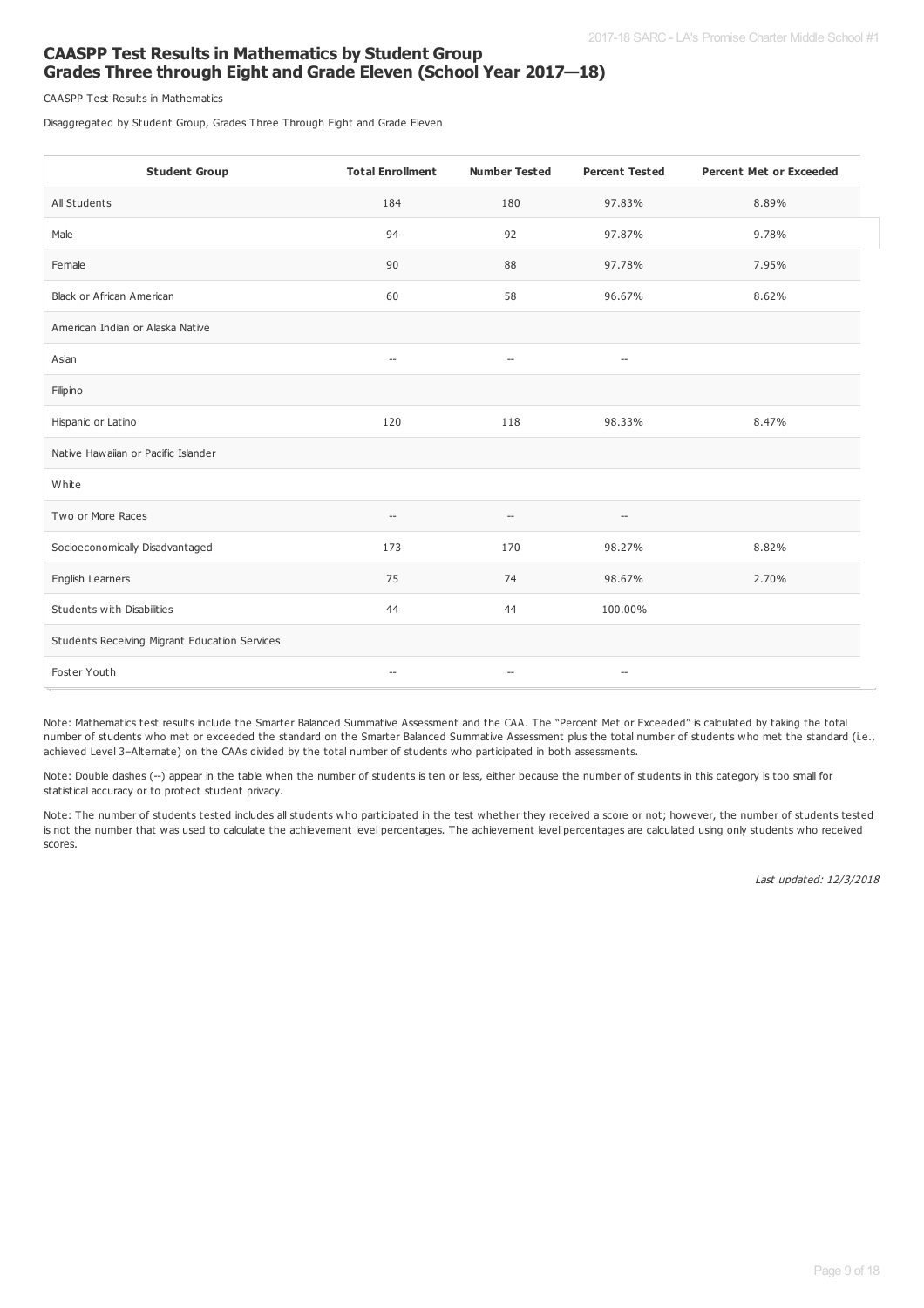## CAASPP Test Results in Mathematics by Student Group Grades Three through Eight and Grade Eleven (School Year 2017—18)

CAASPP Test Results in Mathematics

Disaggregated by Student Group, Grades Three Through Eight and Grade Eleven

| Student Group | Total Enrollment | Number Tested | Percent Tested | Percent Met or Exceeded |
|---|---|---|---|---|
| All Students | 184 | 180 | 97.83% | 8.89% |
| Male | 94 | 92 | 97.87% | 9.78% |
| Female | 90 | 88 | 97.78% | 7.95% |
| Black or African American | 60 | 58 | 96.67% | 8.62% |
| American Indian or Alaska Native | | | | |
| Asian | -- | -- | -- | |
| Filipino | | | | |
| Hispanic or Latino | 120 | 118 | 98.33% | 8.47% |
| Native Hawaiian or Pacific Islander | | | | |
| White | | | | |
| Two or More Races | -- | -- | -- | |
| Socioeconomically Disadvantaged | 173 | 170 | 98.27% | 8.82% |
| English Learners | 75 | 74 | 98.67% | 2.70% |
| Students with Disabilities | 44 | 44 | 100.00% | |
| Students Receiving Migrant Education Services | | | | |
| Foster Youth | -- | -- | -- | |

Note: Mathematics test results include the Smarter Balanced Summative Assessment and the CAA. The "Percent Met or Exceeded" is calculated by taking the total number of students who met or exceeded the standard on the Smarter Balanced Summative Assessment plus the total number of students who met the standard (i.e., achieved Level 3–Alternate) on the CAAs divided by the total number of students who participated in both assessments.

Note: Double dashes (--) appear in the table when the number of students is ten or less, either because the number of students in this category is too small for statistical accuracy or to protect student privacy.

Note: The number of students tested includes all students who participated in the test whether they received a score or not; however, the number of students tested is not the number that was used to calculate the achievement level percentages. The achievement level percentages are calculated using only students who received scores.

*Last updated: 12/3/2018*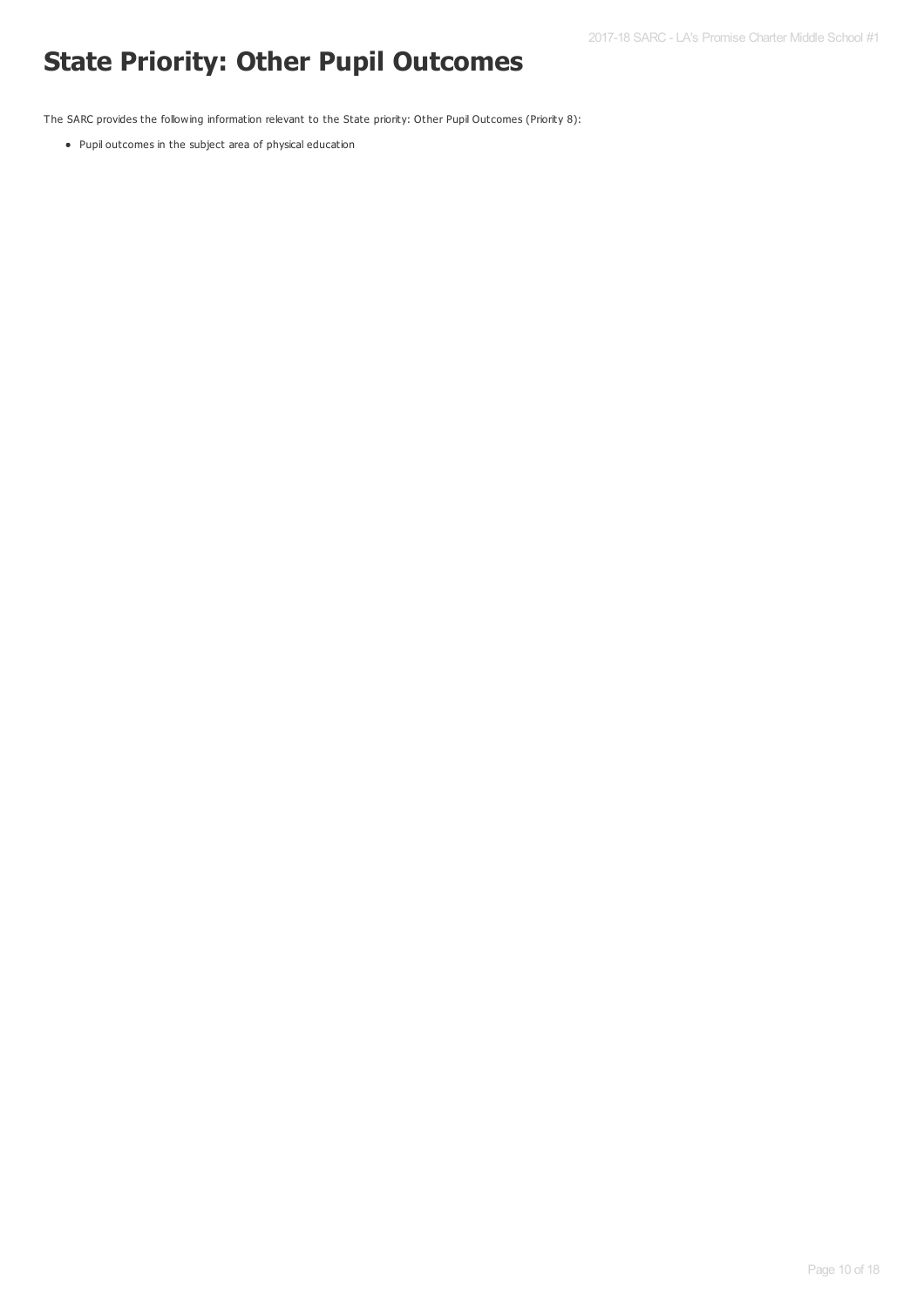# State Priority: Other Pupil Outcomes

The SARC provides the following information relevant to the State priority: Other Pupil Outcomes (Priority 8):

- Pupil outcomes in the subject area of physical education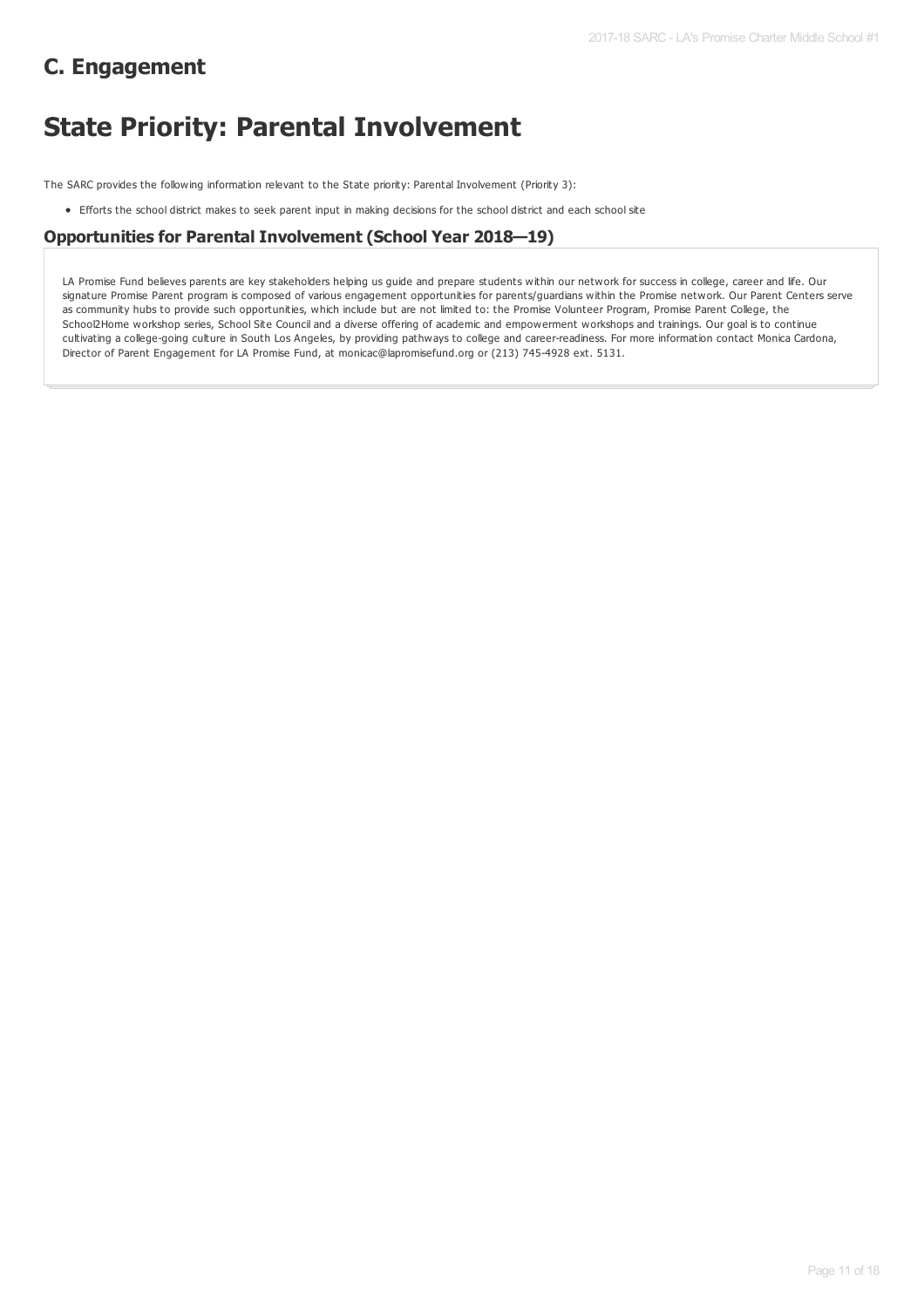## C. Engagement

# State Priority: Parental Involvement

The SARC provides the following information relevant to the State priority: Parental Involvement (Priority 3):

- Efforts the school district makes to seek parent input in making decisions for the school district and each school site

### Opportunities for Parental Involvement (School Year 2018—19)

LA Promise Fund believes parents are key stakeholders helping us guide and prepare students within our network for success in college, career and life. Our signature Promise Parent program is composed of various engagement opportunities for parents/guardians within the Promise network. Our Parent Centers serve as community hubs to provide such opportunities, which include but are not limited to: the Promise Volunteer Program, Promise Parent College, the School2Home workshop series, School Site Council and a diverse offering of academic and empowerment workshops and trainings. Our goal is to continue cultivating a college-going culture in South Los Angeles, by providing pathways to college and career-readiness. For more information contact Monica Cardona, Director of Parent Engagement for LA Promise Fund, at monicac@lapromisefund.org or (213) 745-4928 ext. 5131.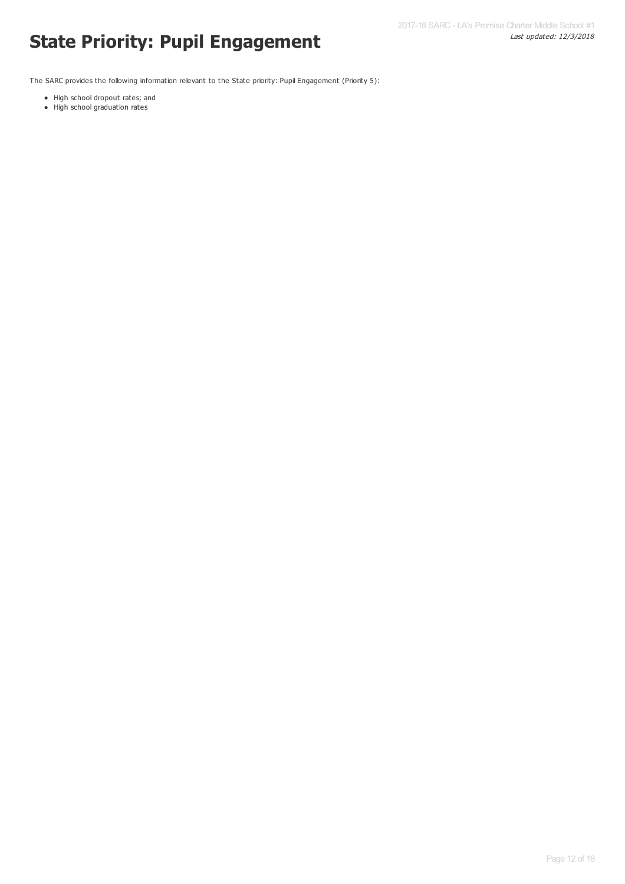# State Priority: Pupil Engagement

The SARC provides the following information relevant to the State priority: Pupil Engagement (Priority 5):

- High school dropout rates; and
- High school graduation rates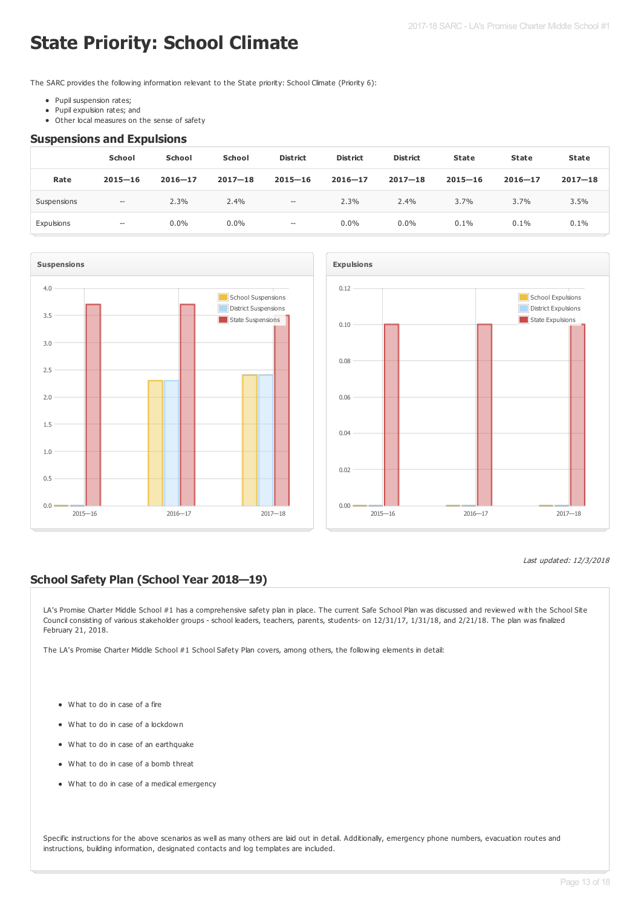# State Priority: School Climate

The SARC provides the following information relevant to the State priority: School Climate (Priority 6):

- Pupil suspension rates;
- Pupil expulsion rates; and
- Other local measures on the sense of safety

## Suspensions and Expulsions

| | School | School | School | District | District | District | State | State | State |
|---|---|---|---|---|---|---|---|---|---|
| **Rate** | **2015—16** | **2016—17** | **2017—18** | **2015—16** | **2016—17** | **2017—18** | **2015—16** | **2016—17** | **2017—18** |
| Suspensions | -- | 2.3% | 2.4% | -- | 2.3% | 2.4% | 3.7% | 3.7% | 3.5% |
| Expulsions | -- | 0.0% | 0.0% | -- | 0.0% | 0.0% | 0.1% | 0.1% | 0.1% |

*Last updated: 12/3/2018*

## School Safety Plan (School Year 2018—19)

LA's Promise Charter Middle School #1 has a comprehensive safety plan in place. The current Safe School Plan was discussed and reviewed with the School Site Council consisting of various stakeholder groups - school leaders, teachers, parents, students- on 12/31/17, 1/31/18, and 2/21/18. The plan was finalized February 21, 2018.

The LA's Promise Charter Middle School #1 School Safety Plan covers, among others, the following elements in detail:

- What to do in case of a fire
- What to do in case of a lockdown
- What to do in case of an earthquake
- What to do in case of a bomb threat
- What to do in case of a medical emergency

Specific instructions for the above scenarios as well as many others are laid out in detail. Additionally, emergency phone numbers, evacuation routes and instructions, building information, designated contacts and log templates are included.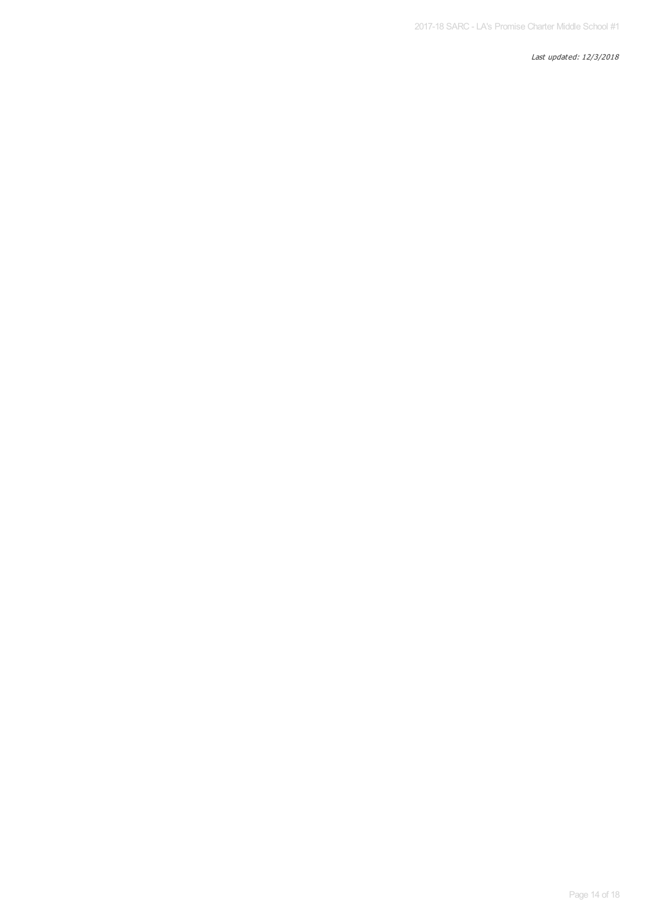*Last updated: 12/3/2018*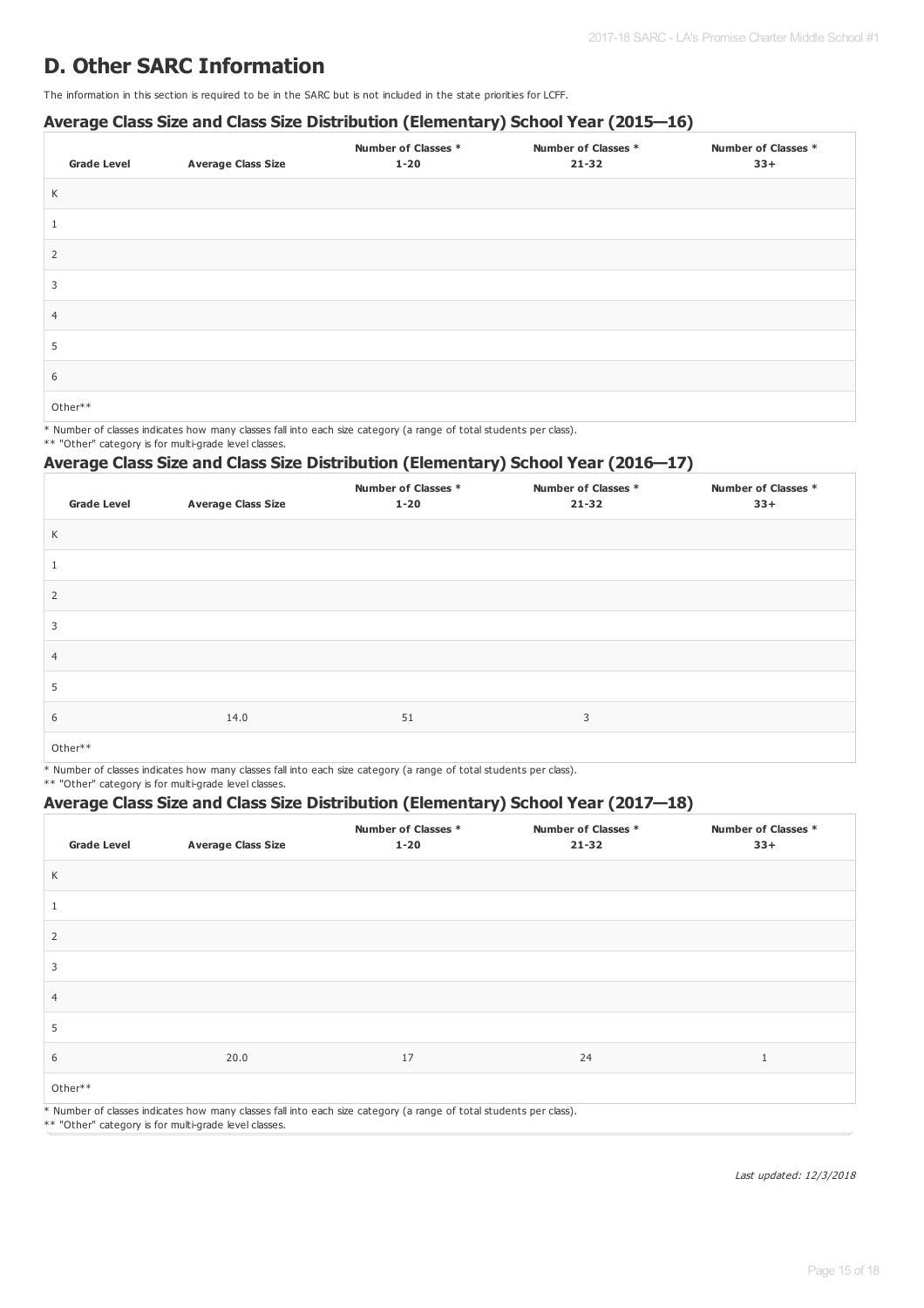## D. Other SARC Information

The information in this section is required to be in the SARC but is not included in the state priorities for LCFF.

### Average Class Size and Class Size Distribution (Elementary) School Year (2015—16)

| Grade Level | Average Class Size | Number of Classes * 1-20 | Number of Classes * 21-32 | Number of Classes * 33+ |
| --- | --- | --- | --- | --- |
| K | | | | |
| 1 | | | | |
| 2 | | | | |
| 3 | | | | |
| 4 | | | | |
| 5 | | | | |
| 6 | | | | |
| Other** | | | | |

\* Number of classes indicates how many classes fall into each size category (a range of total students per class).
** "Other" category is for multi-grade level classes.

### Average Class Size and Class Size Distribution (Elementary) School Year (2016—17)

| Grade Level | Average Class Size | Number of Classes * 1-20 | Number of Classes * 21-32 | Number of Classes * 33+ |
| --- | --- | --- | --- | --- |
| K | | | | |
| 1 | | | | |
| 2 | | | | |
| 3 | | | | |
| 4 | | | | |
| 5 | | | | |
| 6 | 14.0 | 51 | 3 | |
| Other** | | | | |

\* Number of classes indicates how many classes fall into each size category (a range of total students per class).
** "Other" category is for multi-grade level classes.

### Average Class Size and Class Size Distribution (Elementary) School Year (2017—18)

| Grade Level | Average Class Size | Number of Classes * 1-20 | Number of Classes * 21-32 | Number of Classes * 33+ |
| --- | --- | --- | --- | --- |
| K | | | | |
| 1 | | | | |
| 2 | | | | |
| 3 | | | | |
| 4 | | | | |
| 5 | | | | |
| 6 | 20.0 | 17 | 24 | 1 |
| Other** | | | | |

\* Number of classes indicates how many classes fall into each size category (a range of total students per class).
** "Other" category is for multi-grade level classes.

*Last updated: 12/3/2018*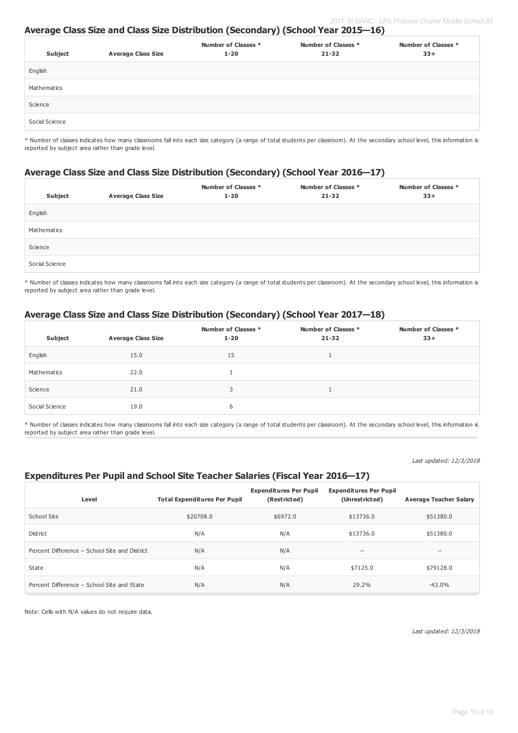## Average Class Size and Class Size Distribution (Secondary) (School Year 2015—16)

| Subject | Average Class Size | Number of Classes * 1-20 | Number of Classes * 21-32 | Number of Classes * 33+ |
|---|---|---|---|---|
| English | | | | |
| Mathematics | | | | |
| Science | | | | |
| Social Science | | | | |

* Number of classes indicates how many classrooms fall into each size category (a range of total students per classroom). At the secondary school level, this information is reported by subject area rather than grade level.

## Average Class Size and Class Size Distribution (Secondary) (School Year 2016—17)

| Subject | Average Class Size | Number of Classes * 1-20 | Number of Classes * 21-32 | Number of Classes * 33+ |
|---|---|---|---|---|
| English | | | | |
| Mathematics | | | | |
| Science | | | | |
| Social Science | | | | |

* Number of classes indicates how many classrooms fall into each size category (a range of total students per classroom). At the secondary school level, this information is reported by subject area rather than grade level.

## Average Class Size and Class Size Distribution (Secondary) (School Year 2017—18)

| Subject | Average Class Size | Number of Classes * 1-20 | Number of Classes * 21-32 | Number of Classes * 33+ |
|---|---|---|---|---|
| English | 15.0 | 15 | 1 | |
| Mathematics | 22.0 | 1 | | |
| Science | 21.0 | 3 | 1 | |
| Social Science | 19.0 | 6 | | |

* Number of classes indicates how many classrooms fall into each size category (a range of total students per classroom). At the secondary school level, this information is reported by subject area rather than grade level.

*Last updated: 12/3/2018*

## Expenditures Per Pupil and School Site Teacher Salaries (Fiscal Year 2016—17)

| Level | Total Expenditures Per Pupil | Expenditures Per Pupil (Restricted) | Expenditures Per Pupil (Unrestricted) | Average Teacher Salary |
|---|---|---|---|---|
| School Site | $20708.0 | $6972.0 | $13736.0 | $51380.0 |
| District | N/A | N/A | $13736.0 | $51380.0 |
| Percent Difference – School Site and District | N/A | N/A | -- | -- |
| State | N/A | N/A | $7125.0 | $79128.0 |
| Percent Difference – School Site and State | N/A | N/A | 29.2% | -43.0% |

Note: Cells with N/A values do not require data.

*Last updated: 12/3/2018*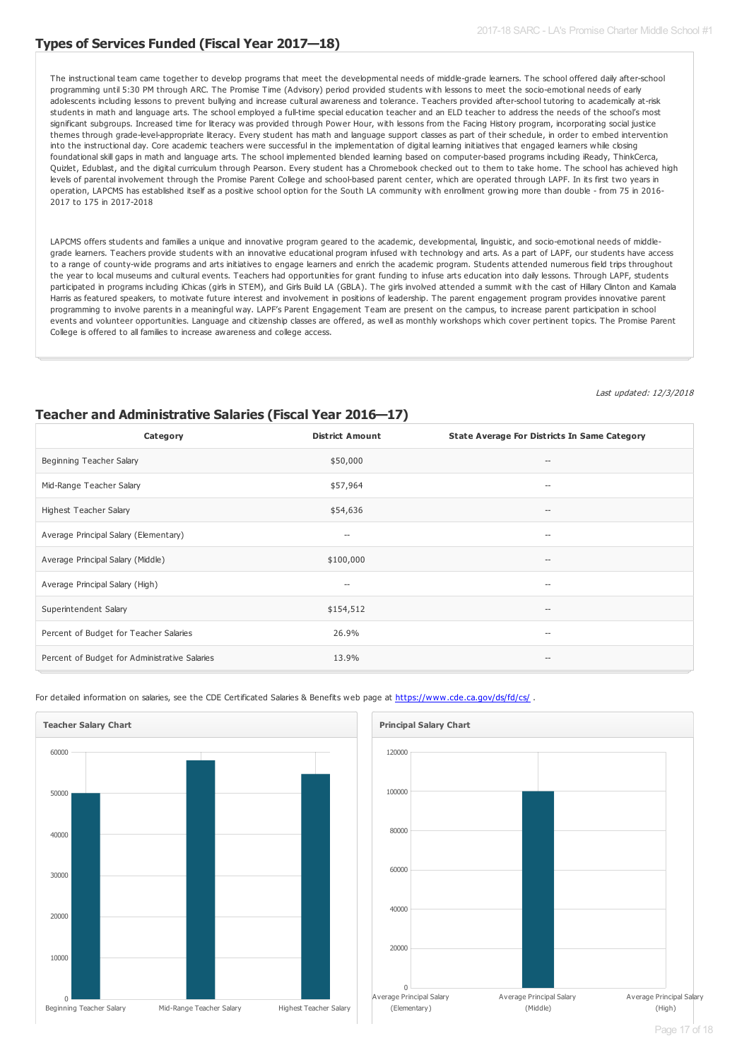## Types of Services Funded (Fiscal Year 2017—18)

The instructional team came together to develop programs that meet the developmental needs of middle-grade learners. The school offered daily after-school programming until 5:30 PM through ARC. The Promise Time (Advisory) period provided students with lessons to meet the socio-emotional needs of early adolescents including lessons to prevent bullying and increase cultural awareness and tolerance. Teachers provided after-school tutoring to academically at-risk students in math and language arts. The school employed a full-time special education teacher and an ELD teacher to address the needs of the school's most significant subgroups. Increased time for literacy was provided through Power Hour, with lessons from the Facing History program, incorporating social justice themes through grade-level-appropriate literacy. Every student has math and language support classes as part of their schedule, in order to embed intervention into the instructional day. Core academic teachers were successful in the implementation of digital learning initiatives that engaged learners while closing foundational skill gaps in math and language arts. The school implemented blended learning based on computer-based programs including iReady, ThinkCerca, Quizlet, Edublast, and the digital curriculum through Pearson. Every student has a Chromebook checked out to them to take home. The school has achieved high levels of parental involvement through the Promise Parent College and school-based parent center, which are operated through LAPF. In its first two years in operation, LAPCMS has established itself as a positive school option for the South LA community with enrollment growing more than double - from 75 in 2016-2017 to 175 in 2017-2018

LAPCMS offers students and families a unique and innovative program geared to the academic, developmental, linguistic, and socio-emotional needs of middle-grade learners. Teachers provide students with an innovative educational program infused with technology and arts. As a part of LAPF, our students have access to a range of county-wide programs and arts initiatives to engage learners and enrich the academic program. Students attended numerous field trips throughout the year to local museums and cultural events. Teachers had opportunities for grant funding to infuse arts education into daily lessons. Through LAPF, students participated in programs including iChicas (girls in STEM), and Girls Build LA (GBLA). The girls involved attended a summit with the cast of Hillary Clinton and Kamala Harris as featured speakers, to motivate future interest and involvement in positions of leadership. The parent engagement program provides innovative parent programming to involve parents in a meaningful way. LAPF's Parent Engagement Team are present on the campus, to increase parent participation in school events and volunteer opportunities. Language and citizenship classes are offered, as well as monthly workshops which cover pertinent topics. The Promise Parent College is offered to all families to increase awareness and college access.

*Last updated: 12/3/2018*

## Teacher and Administrative Salaries (Fiscal Year 2016—17)

| Category | District Amount | State Average For Districts In Same Category |
|---|---|---|
| Beginning Teacher Salary | $50,000 | -- |
| Mid-Range Teacher Salary | $57,964 | -- |
| Highest Teacher Salary | $54,636 | -- |
| Average Principal Salary (Elementary) | -- | -- |
| Average Principal Salary (Middle) | $100,000 | -- |
| Average Principal Salary (High) | -- | -- |
| Superintendent Salary | $154,512 | -- |
| Percent of Budget for Teacher Salaries | 26.9% | -- |
| Percent of Budget for Administrative Salaries | 13.9% | -- |

For detailed information on salaries, see the CDE Certificated Salaries & Benefits web page at https://www.cde.ca.gov/ds/fd/cs/ .

**Teacher Salary Chart**

**Principal Salary Chart**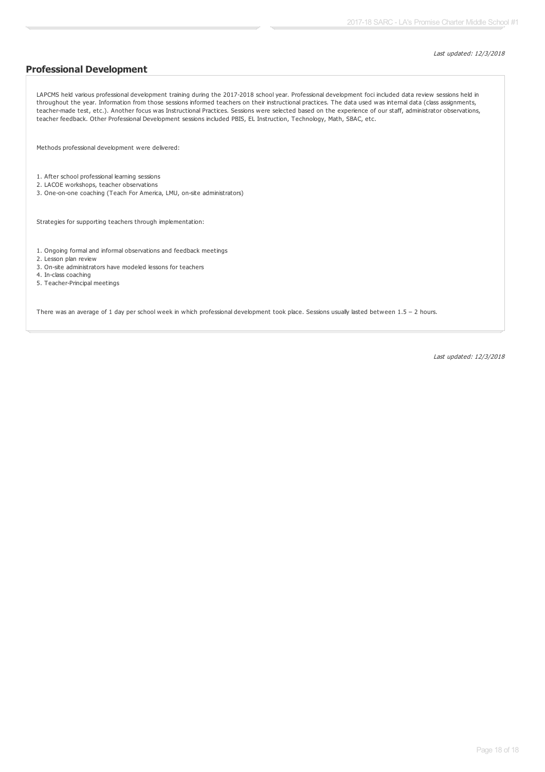*Last updated: 12/3/2018*

## Professional Development

LAPCMS held various professional development training during the 2017-2018 school year. Professional development foci included data review sessions held in throughout the year. Information from those sessions informed teachers on their instructional practices. The data used was internal data (class assignments, teacher-made test, etc.). Another focus was Instructional Practices. Sessions were selected based on the experience of our staff, administrator observations, teacher feedback. Other Professional Development sessions included PBIS, EL Instruction, Technology, Math, SBAC, etc.

Methods professional development were delivered:

1. After school professional learning sessions
2. LACOE workshops, teacher observations
3. One-on-one coaching (Teach For America, LMU, on-site administrators)

Strategies for supporting teachers through implementation:

1. Ongoing formal and informal observations and feedback meetings
2. Lesson plan review
3. On-site administrators have modeled lessons for teachers
4. In-class coaching
5. Teacher-Principal meetings

There was an average of 1 day per school week in which professional development took place. Sessions usually lasted between 1.5 – 2 hours.

*Last updated: 12/3/2018*